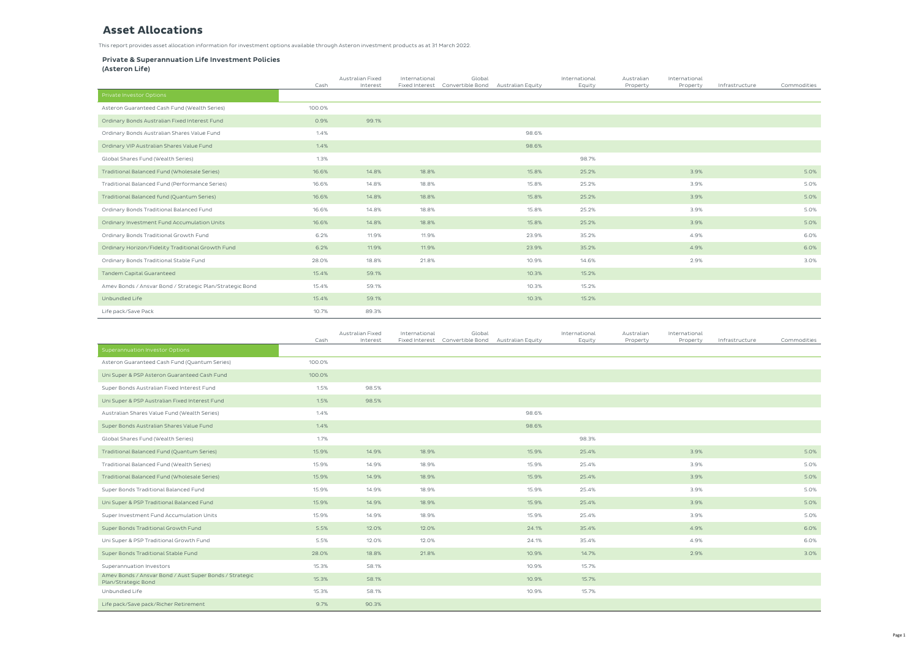# Asset Allocations

This report provides asset allocation information for investment options available through Asteron investment products as at 31 March 2022.

### Private & Superannuation Life Investment Policies
### (Asteron Life)

| | Cash | Australian Fixed Interest | International Fixed Interest | Global Convertible Bond | Australian Equity | International Equity | Australian Property | International Property | Infrastructure | Commodities |
|---|---|---|---|---|---|---|---|---|---|---|
| **Private Investor Options** | | | | | | | | | | |
| Asteron Guaranteed Cash Fund (Wealth Series) | 100.0% | | | | | | | | | |
| Ordinary Bonds Australian Fixed Interest Fund | 0.9% | 99.1% | | | | | | | | |
| Ordinary Bonds Australian Shares Value Fund | 1.4% | | | | 98.6% | | | | | |
| Ordinary VIP Australian Shares Value Fund | 1.4% | | | | 98.6% | | | | | |
| Global Shares Fund (Wealth Series) | 1.3% | | | | | 98.7% | | | | |
| Traditional Balanced Fund (Wholesale Series) | 16.6% | 14.8% | 18.8% | | 15.8% | 25.2% | | 3.9% | | 5.0% |
| Traditional Balanced Fund (Performance Series) | 16.6% | 14.8% | 18.8% | | 15.8% | 25.2% | | 3.9% | | 5.0% |
| Traditional Balanced fund (Quantum Series) | 16.6% | 14.8% | 18.8% | | 15.8% | 25.2% | | 3.9% | | 5.0% |
| Ordinary Bonds Traditional Balanced Fund | 16.6% | 14.8% | 18.8% | | 15.8% | 25.2% | | 3.9% | | 5.0% |
| Ordinary Investment Fund Accumulation Units | 16.6% | 14.8% | 18.8% | | 15.8% | 25.2% | | 3.9% | | 5.0% |
| Ordinary Bonds Traditional Growth Fund | 6.2% | 11.9% | 11.9% | | 23.9% | 35.2% | | 4.9% | | 6.0% |
| Ordinary Horizon/Fidelity Traditional Growth Fund | 6.2% | 11.9% | 11.9% | | 23.9% | 35.2% | | 4.9% | | 6.0% |
| Ordinary Bonds Traditional Stable Fund | 28.0% | 18.8% | 21.8% | | 10.9% | 14.6% | | 2.9% | | 3.0% |
| Tandem Capital Guaranteed | 15.4% | 59.1% | | | 10.3% | 15.2% | | | | |
| Amev Bonds / Ansvar Bond / Strategic Plan/Strategic Bond | 15.4% | 59.1% | | | 10.3% | 15.2% | | | | |
| Unbundled Life | 15.4% | 59.1% | | | 10.3% | 15.2% | | | | |
| Life pack/Save Pack | 10.7% | 89.3% | | | | | | | | |

| | Cash | Australian Fixed Interest | International Fixed Interest | Global Convertible Bond | Australian Equity | International Equity | Australian Property | International Property | Infrastructure | Commodities |
|---|---|---|---|---|---|---|---|---|---|---|
| **Superannuation Investor Options** | | | | | | | | | | |
| Asteron Guaranteed Cash Fund (Quantum Series) | 100.0% | | | | | | | | | |
| Uni Super & PSP Asteron Guaranteed Cash Fund | 100.0% | | | | | | | | | |
| Super Bonds Australian Fixed Interest Fund | 1.5% | 98.5% | | | | | | | | |
| Uni Super & PSP Australian Fixed Interest Fund | 1.5% | 98.5% | | | | | | | | |
| Australian Shares Value Fund (Wealth Series) | 1.4% | | | | 98.6% | | | | | |
| Super Bonds Australian Shares Value Fund | 1.4% | | | | 98.6% | | | | | |
| Global Shares Fund (Wealth Series) | 1.7% | | | | | 98.3% | | | | |
| Traditional Balanced Fund (Quantum Series) | 15.9% | 14.9% | 18.9% | | 15.9% | 25.4% | | 3.9% | | 5.0% |
| Traditional Balanced Fund (Wealth Series) | 15.9% | 14.9% | 18.9% | | 15.9% | 25.4% | | 3.9% | | 5.0% |
| Traditional Balanced Fund (Wholesale Series) | 15.9% | 14.9% | 18.9% | | 15.9% | 25.4% | | 3.9% | | 5.0% |
| Super Bonds Traditional Balanced Fund | 15.9% | 14.9% | 18.9% | | 15.9% | 25.4% | | 3.9% | | 5.0% |
| Uni Super & PSP Traditional Balanced Fund | 15.9% | 14.9% | 18.9% | | 15.9% | 25.4% | | 3.9% | | 5.0% |
| Super Investment Fund Accumulation Units | 15.9% | 14.9% | 18.9% | | 15.9% | 25.4% | | 3.9% | | 5.0% |
| Super Bonds Traditional Growth Fund | 5.5% | 12.0% | 12.0% | | 24.1% | 35.4% | | 4.9% | | 6.0% |
| Uni Super & PSP Traditional Growth Fund | 5.5% | 12.0% | 12.0% | | 24.1% | 35.4% | | 4.9% | | 6.0% |
| Super Bonds Traditional Stable Fund | 28.0% | 18.8% | 21.8% | | 10.9% | 14.7% | | 2.9% | | 3.0% |
| Superannuation Investors | 15.3% | 58.1% | | | 10.9% | 15.7% | | | | |
| Amev Bonds / Ansvar Bond / Aust Super Bonds / Strategic Plan/Strategic Bond | 15.3% | 58.1% | | | 10.9% | 15.7% | | | | |
| Unbundled Life | 15.3% | 58.1% | | | 10.9% | 15.7% | | | | |
| Life pack/Save pack/Richer Retirement | 9.7% | 90.3% | | | | | | | | |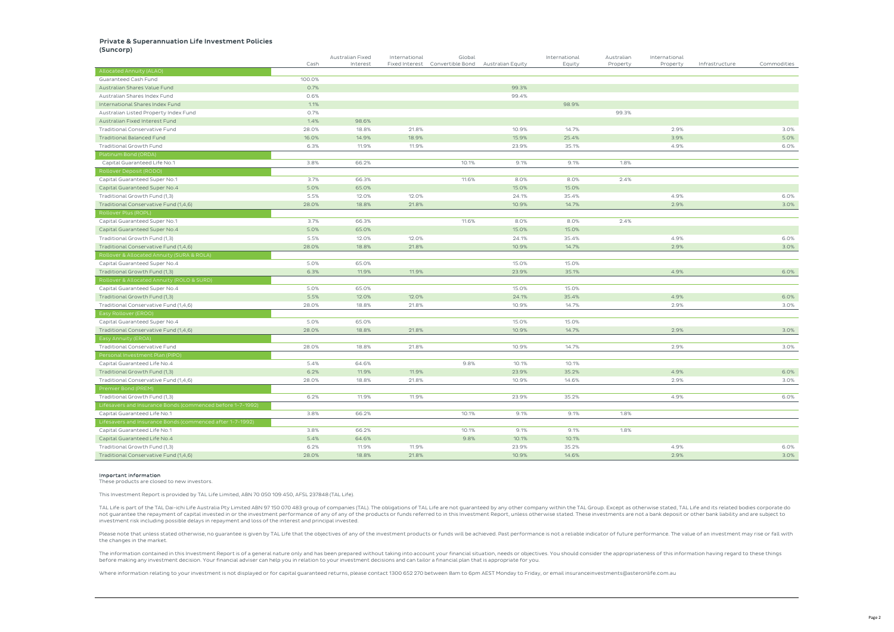## Private & Superannuation Life Investment Policies (Suncorp)

| | Cash | Australian Fixed Interest | International Fixed Interest | Global Convertible Bond | Australian Equity | International Equity | Australian Property | International Property | Infrastructure | Commodities |
|---|---|---|---|---|---|---|---|---|---|---|
| **Allocated Annuity (ALAO)** | | | | | | | | | | |
| Guaranteed Cash Fund | 100.0% | | | | | | | | | |
| Australian Shares Value Fund | 0.7% | | | | 99.3% | | | | | |
| Australian Shares Index Fund | 0.6% | | | | 99.4% | | | | | |
| International Shares Index Fund | 1.1% | | | | | 98.9% | | | | |
| Australian Listed Property Index Fund | 0.7% | | | | | | 99.3% | | | |
| Australian Fixed Interest Fund | 1.4% | 98.6% | | | | | | | | |
| Traditional Conservative Fund | 28.0% | 18.8% | 21.8% | | 10.9% | 14.7% | | 2.9% | | 3.0% |
| Traditional Balanced Fund | 16.0% | 14.9% | 18.9% | | 15.9% | 25.4% | | 3.9% | | 5.0% |
| Traditional Growth Fund | 6.3% | 11.9% | 11.9% | | 23.9% | 35.1% | | 4.9% | | 6.0% |
| **Platinum Bond (ORDA)** | | | | | | | | | | |
| Capital Guaranteed Life No.1 | 3.8% | 66.2% | | 10.1% | 9.1% | 9.1% | 1.8% | | | |
| **Rollover Deposit (RODO)** | | | | | | | | | | |
| Capital Guaranteed Super No.1 | 3.7% | 66.3% | | 11.6% | 8.0% | 8.0% | 2.4% | | | |
| Capital Guaranteed Super No.4 | 5.0% | 65.0% | | | 15.0% | 15.0% | | | | |
| Traditional Growth Fund (1,3) | 5.5% | 12.0% | 12.0% | | 24.1% | 35.4% | | 4.9% | | 6.0% |
| Traditional Conservative Fund (1,4,6) | 28.0% | 18.8% | 21.8% | | 10.9% | 14.7% | | 2.9% | | 3.0% |
| **Rollover Plus (ROPL)** | | | | | | | | | | |
| Capital Guaranteed Super No.1 | 3.7% | 66.3% | | 11.6% | 8.0% | 8.0% | 2.4% | | | |
| Capital Guaranteed Super No.4 | 5.0% | 65.0% | | | 15.0% | 15.0% | | | | |
| Traditional Growth Fund (1,3) | 5.5% | 12.0% | 12.0% | | 24.1% | 35.4% | | 4.9% | | 6.0% |
| Traditional Conservative Fund (1,4,6) | 28.0% | 18.8% | 21.8% | | 10.9% | 14.7% | | 2.9% | | 3.0% |
| **Rollover & Allocated Annuity (SURA & ROLA)** | | | | | | | | | | |
| Capital Guaranteed Super No.4 | 5.0% | 65.0% | | | 15.0% | 15.0% | | | | |
| Traditional Growth Fund (1,3) | 6.3% | 11.9% | 11.9% | | 23.9% | 35.1% | | 4.9% | | 6.0% |
| **Rollover & Allocated Annuity (ROLO & SURD)** | | | | | | | | | | |
| Capital Guaranteed Super No.4 | 5.0% | 65.0% | | | 15.0% | 15.0% | | | | |
| Traditional Growth Fund (1,3) | 5.5% | 12.0% | 12.0% | | 24.1% | 35.4% | | 4.9% | | 6.0% |
| Traditional Conservative Fund (1,4,6) | 28.0% | 18.8% | 21.8% | | 10.9% | 14.7% | | 2.9% | | 3.0% |
| **Easy Rollover (EROO)** | | | | | | | | | | |
| Capital Guaranteed Super No.4 | 5.0% | 65.0% | | | 15.0% | 15.0% | | | | |
| Traditional Conservative Fund (1,4,6) | 28.0% | 18.8% | 21.8% | | 10.9% | 14.7% | | 2.9% | | 3.0% |
| **Easy Annuity (EROA)** | | | | | | | | | | |
| Traditional Conservative Fund | 28.0% | 18.8% | 21.8% | | 10.9% | 14.7% | | 2.9% | | 3.0% |
| **Personal Investment Plan (PIPO)** | | | | | | | | | | |
| Capital Guaranteed Life No.4 | 5.4% | 64.6% | | 9.8% | 10.1% | 10.1% | | | | |
| Traditional Growth Fund (1,3) | 6.2% | 11.9% | 11.9% | | 23.9% | 35.2% | | 4.9% | | 6.0% |
| Traditional Conservative Fund (1,4,6) | 28.0% | 18.8% | 21.8% | | 10.9% | 14.6% | | 2.9% | | 3.0% |
| **Premier Bond (PREM)** | | | | | | | | | | |
| Traditional Growth Fund (1,3) | 6.2% | 11.9% | 11.9% | | 23.9% | 35.2% | | 4.9% | | 6.0% |
| **Lifesavers and Insurance Bonds (commenced before 1-7-1992)** | | | | | | | | | | |
| Capital Guaranteed Life No.1 | 3.8% | 66.2% | | 10.1% | 9.1% | 9.1% | 1.8% | | | |
| **Lifesavers and Insurance Bonds (commenced after 1-7-1992)** | | | | | | | | | | |
| Capital Guaranteed Life No.1 | 3.8% | 66.2% | | 10.1% | 9.1% | 9.1% | 1.8% | | | |
| Capital Guaranteed Life No.4 | 5.4% | 64.6% | | 9.8% | 10.1% | 10.1% | | | | |
| Traditional Growth Fund (1,3) | 6.2% | 11.9% | 11.9% | | 23.9% | 35.2% | | 4.9% | | 6.0% |
| Traditional Conservative Fund (1,4,6) | 28.0% | 18.8% | 21.8% | | 10.9% | 14.6% | | 2.9% | | 3.0% |

### Important information

These products are closed to new investors.

This Investment Report is provided by TAL Life Limited, ABN 70 050 109 450, AFSL 237848 (TAL Life).

TAL Life is part of the TAL Dai-ichi Life Australia Pty Limited ABN 97 150 070 483 group of companies (TAL). The obligations of TAL Life are not guaranteed by any other company within the TAL Group. Except as otherwise stated, TAL Life and its related bodies corporate do not guarantee the repayment of capital invested in or the investment performance of any of any of the products or funds referred to in this Investment Report, unless otherwise stated. These investments are not a bank deposit or other bank liability and are subject to investment risk including possible delays in repayment and loss of the interest and principal invested.

Please note that unless stated otherwise, no guarantee is given by TAL Life that the objectives of any of the investment products or funds will be achieved. Past performance is not a reliable indicator of future performance. The value of an investment may rise or fall with the changes in the market.

The information contained in this Investment Report is of a general nature only and has been prepared without taking into account your financial situation, needs or objectives. You should consider the appropriateness of this information having regard to these things before making any investment decision. Your financial adviser can help you in relation to your investment decisions and can tailor a financial plan that is appropriate for you.

Where information relating to your investment is not displayed or for capital guaranteed returns, please contact 1300 652 270 between 8am to 6pm AEST Monday to Friday, or email insuranceinvestments@asteronlife.com.au